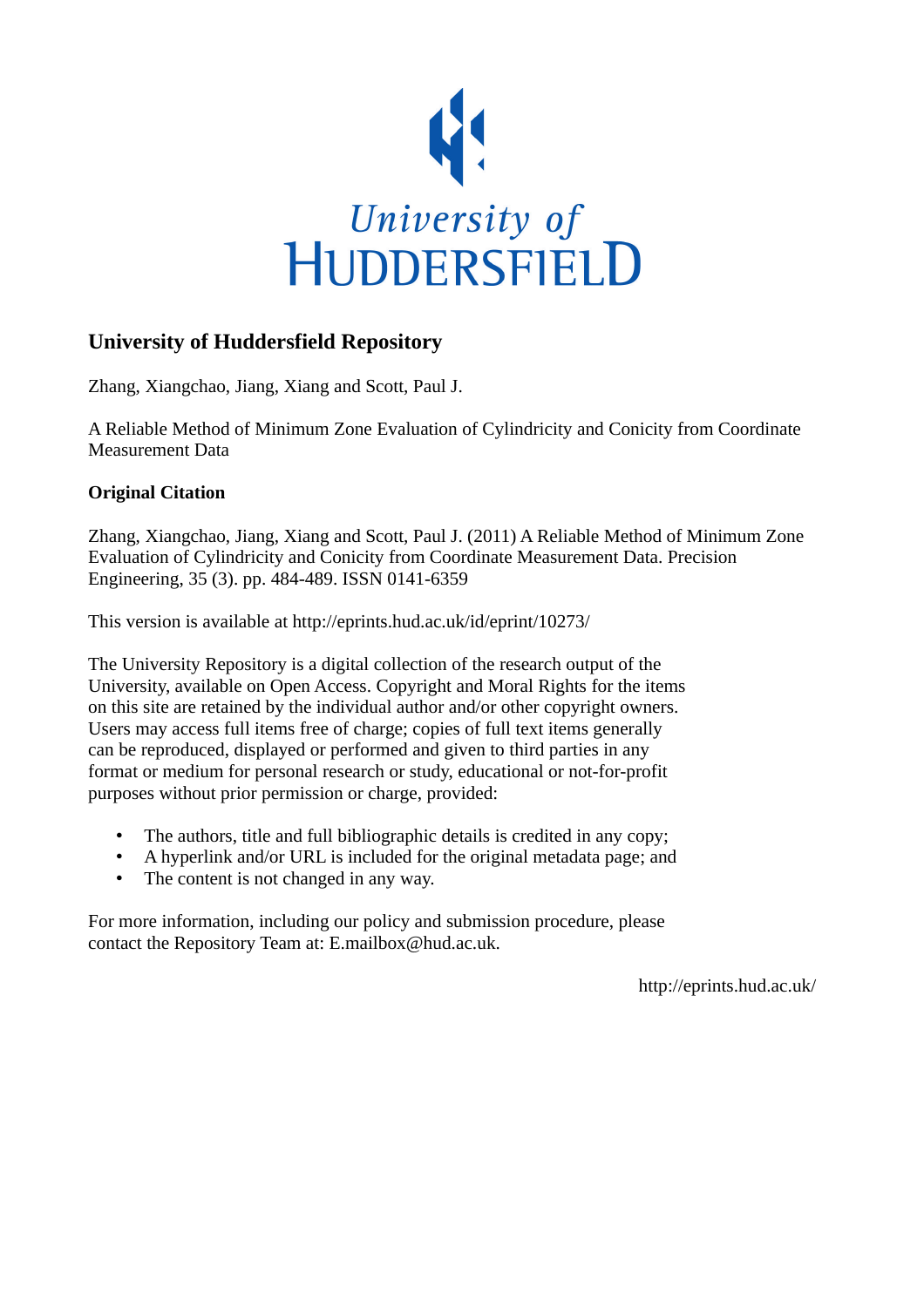University of Huddersfield

# University of Huddersfield Repository

Zhang, Xiangchao, Jiang, Xiang and Scott, Paul J.

A Reliable Method of Minimum Zone Evaluation of Cylindricity and Conicity from Coordinate Measurement Data

## Original Citation

Zhang, Xiangchao, Jiang, Xiang and Scott, Paul J. (2011) A Reliable Method of Minimum Zone Evaluation of Cylindricity and Conicity from Coordinate Measurement Data. Precision Engineering, 35 (3). pp. 484-489. ISSN 0141-6359

This version is available at http://eprints.hud.ac.uk/id/eprint/10273/

The University Repository is a digital collection of the research output of the University, available on Open Access. Copyright and Moral Rights for the items on this site are retained by the individual author and/or other copyright owners. Users may access full items free of charge; copies of full text items generally can be reproduced, displayed or performed and given to third parties in any format or medium for personal research or study, educational or not-for-profit purposes without prior permission or charge, provided:

- The authors, title and full bibliographic details is credited in any copy;
- A hyperlink and/or URL is included for the original metadata page; and
- The content is not changed in any way.

For more information, including our policy and submission procedure, please contact the Repository Team at: E.mailbox@hud.ac.uk.

http://eprints.hud.ac.uk/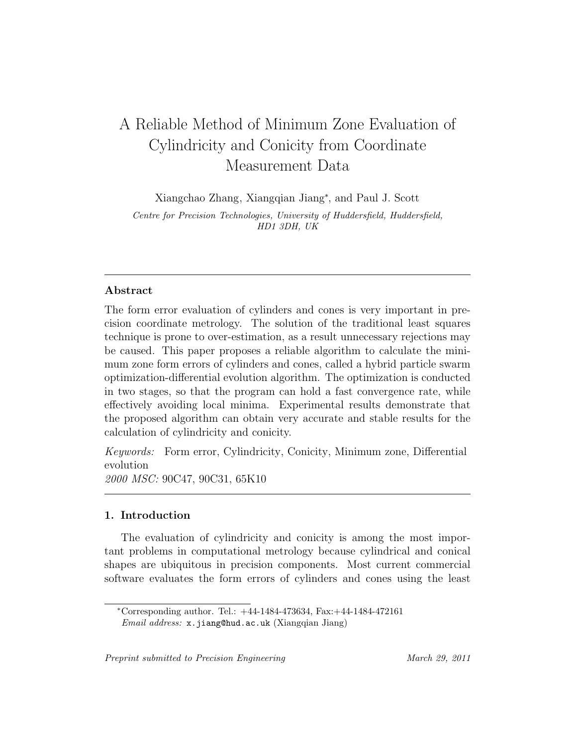# A Reliable Method of Minimum Zone Evaluation of Cylindricity and Conicity from Coordinate Measurement Data

Xiangchao Zhang, Xiangqian Jiang*, and Paul J. Scott

*Centre for Precision Technologies, University of Huddersfield, Huddersfield, HD1 3DH, UK*

---

## Abstract

The form error evaluation of cylinders and cones is very important in precision coordinate metrology. The solution of the traditional least squares technique is prone to over-estimation, as a result unnecessary rejections may be caused. This paper proposes a reliable algorithm to calculate the minimum zone form errors of cylinders and cones, called a hybrid particle swarm optimization-differential evolution algorithm. The optimization is conducted in two stages, so that the program can hold a fast convergence rate, while effectively avoiding local minima. Experimental results demonstrate that the proposed algorithm can obtain very accurate and stable results for the calculation of cylindricity and conicity.

*Keywords:* Form error, Cylindricity, Conicity, Minimum zone, Differential evolution

*2000 MSC:* 90C47, 90C31, 65K10

---

## 1. Introduction

The evaluation of cylindricity and conicity is among the most important problems in computational metrology because cylindrical and conical shapes are ubiquitous in precision components. Most current commercial software evaluates the form errors of cylinders and cones using the least

---

*Corresponding author. Tel.: +44-1484-473634, Fax:+44-1484-472161
*Email address:* x.jiang@hud.ac.uk (Xiangqian Jiang)

*Preprint submitted to Precision Engineering* *March 29, 2011*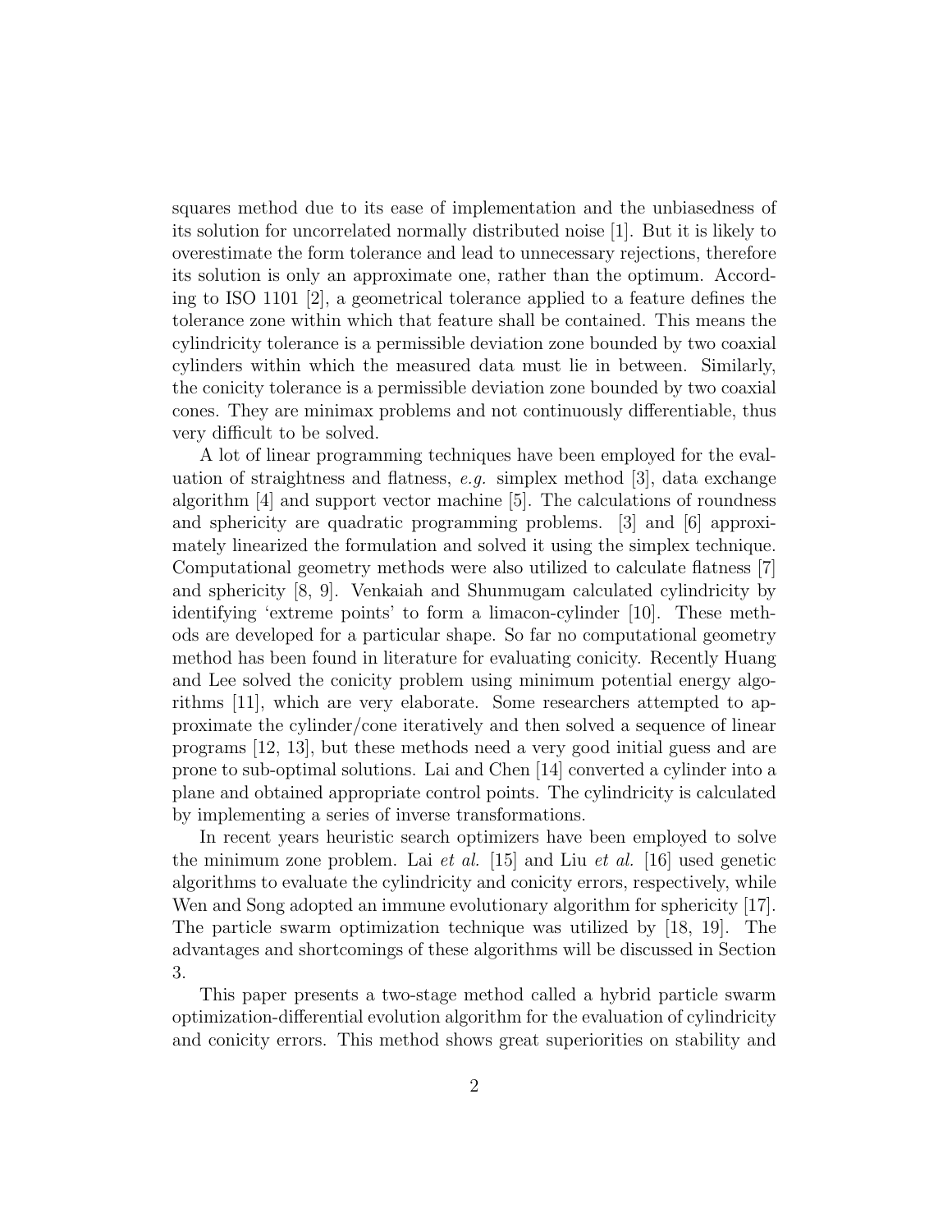squares method due to its ease of implementation and the unbiasedness of its solution for uncorrelated normally distributed noise [1]. But it is likely to overestimate the form tolerance and lead to unnecessary rejections, therefore its solution is only an approximate one, rather than the optimum. According to ISO 1101 [2], a geometrical tolerance applied to a feature defines the tolerance zone within which that feature shall be contained. This means the cylindricity tolerance is a permissible deviation zone bounded by two coaxial cylinders within which the measured data must lie in between. Similarly, the conicity tolerance is a permissible deviation zone bounded by two coaxial cones. They are minimax problems and not continuously differentiable, thus very difficult to be solved.

A lot of linear programming techniques have been employed for the evaluation of straightness and flatness, *e.g.* simplex method [3], data exchange algorithm [4] and support vector machine [5]. The calculations of roundness and sphericity are quadratic programming problems. [3] and [6] approximately linearized the formulation and solved it using the simplex technique. Computational geometry methods were also utilized to calculate flatness [7] and sphericity [8, 9]. Venkaiah and Shunmugam calculated cylindricity by identifying 'extreme points' to form a limacon-cylinder [10]. These methods are developed for a particular shape. So far no computational geometry method has been found in literature for evaluating conicity. Recently Huang and Lee solved the conicity problem using minimum potential energy algorithms [11], which are very elaborate. Some researchers attempted to approximate the cylinder/cone iteratively and then solved a sequence of linear programs [12, 13], but these methods need a very good initial guess and are prone to sub-optimal solutions. Lai and Chen [14] converted a cylinder into a plane and obtained appropriate control points. The cylindricity is calculated by implementing a series of inverse transformations.

In recent years heuristic search optimizers have been employed to solve the minimum zone problem. Lai *et al.* [15] and Liu *et al.* [16] used genetic algorithms to evaluate the cylindricity and conicity errors, respectively, while Wen and Song adopted an immune evolutionary algorithm for sphericity [17]. The particle swarm optimization technique was utilized by [18, 19]. The advantages and shortcomings of these algorithms will be discussed in Section 3.

This paper presents a two-stage method called a hybrid particle swarm optimization-differential evolution algorithm for the evaluation of cylindricity and conicity errors. This method shows great superiorities on stability and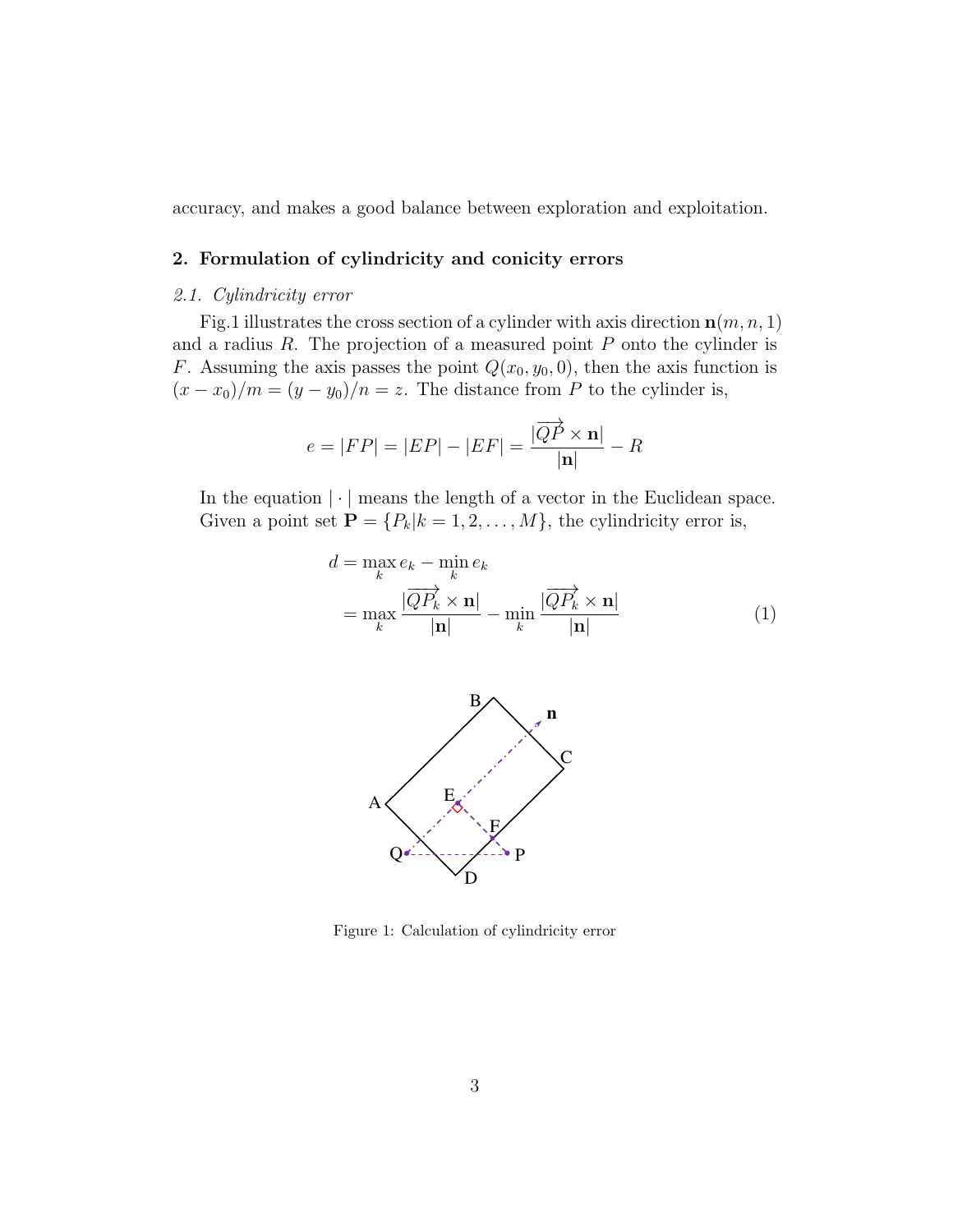accuracy, and makes a good balance between exploration and exploitation.

## 2. Formulation of cylindricity and conicity errors

### *2.1. Cylindricity error*

Fig.1 illustrates the cross section of a cylinder with axis direction $\mathbf{n}(m, n, 1)$ and a radius $R$. The projection of a measured point $P$ onto the cylinder is $F$. Assuming the axis passes the point $Q(x_0, y_0, 0)$, then the axis function is $(x - x_0)/m = (y - y_0)/n = z$. The distance from $P$ to the cylinder is,

$$e = |FP| = |EP| - |EF| = \frac{|\overrightarrow{QP} \times \mathbf{n}|}{|\mathbf{n}|} - R$$

In the equation $|\cdot|$ means the length of a vector in the Euclidean space. Given a point set $\mathbf{P} = \{P_k | k = 1, 2, \ldots, M\}$, the cylindricity error is,

$$\begin{aligned} d &= \max_k e_k - \min_k e_k \\ &= \max_k \frac{|\overrightarrow{QP_k} \times \mathbf{n}|}{|\mathbf{n}|} - \min_k \frac{|\overrightarrow{QP_k} \times \mathbf{n}|}{|\mathbf{n}|} \end{aligned} \tag{1}$$

Figure 1: Calculation of cylindricity error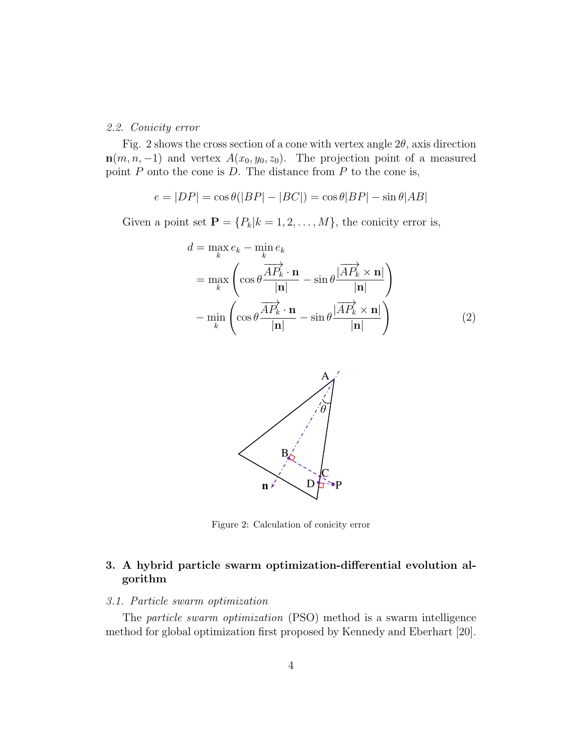### 2.2. Conicity error

Fig. 2 shows the cross section of a cone with vertex angle $2\theta$, axis direction $\mathbf{n}(m, n, -1)$ and vertex $A(x_0, y_0, z_0)$. The projection point of a measured point $P$ onto the cone is $D$. The distance from $P$ to the cone is,

$$e = |DP| = \cos\theta(|BP| - |BC|) = \cos\theta|BP| - \sin\theta|AB|$$

Given a point set $\mathbf{P} = \{P_k | k = 1, 2, \ldots, M\}$, the conicity error is,

$$\begin{aligned}
d &= \max_k e_k - \min_k e_k \\
&= \max_k \left( \cos\theta \frac{\overrightarrow{AP_k} \cdot \mathbf{n}}{|\mathbf{n}|} - \sin\theta \frac{|\overrightarrow{AP_k} \times \mathbf{n}|}{|\mathbf{n}|} \right) \\
&- \min_k \left( \cos\theta \frac{\overrightarrow{AP_k} \cdot \mathbf{n}}{|\mathbf{n}|} - \sin\theta \frac{|\overrightarrow{AP_k} \times \mathbf{n}|}{|\mathbf{n}|} \right)
\end{aligned} \tag{2}$$

Figure 2: Calculation of conicity error

## 3. A hybrid particle swarm optimization-differential evolution algorithm

### 3.1. Particle swarm optimization

The *particle swarm optimization* (PSO) method is a swarm intelligence method for global optimization first proposed by Kennedy and Eberhart [20].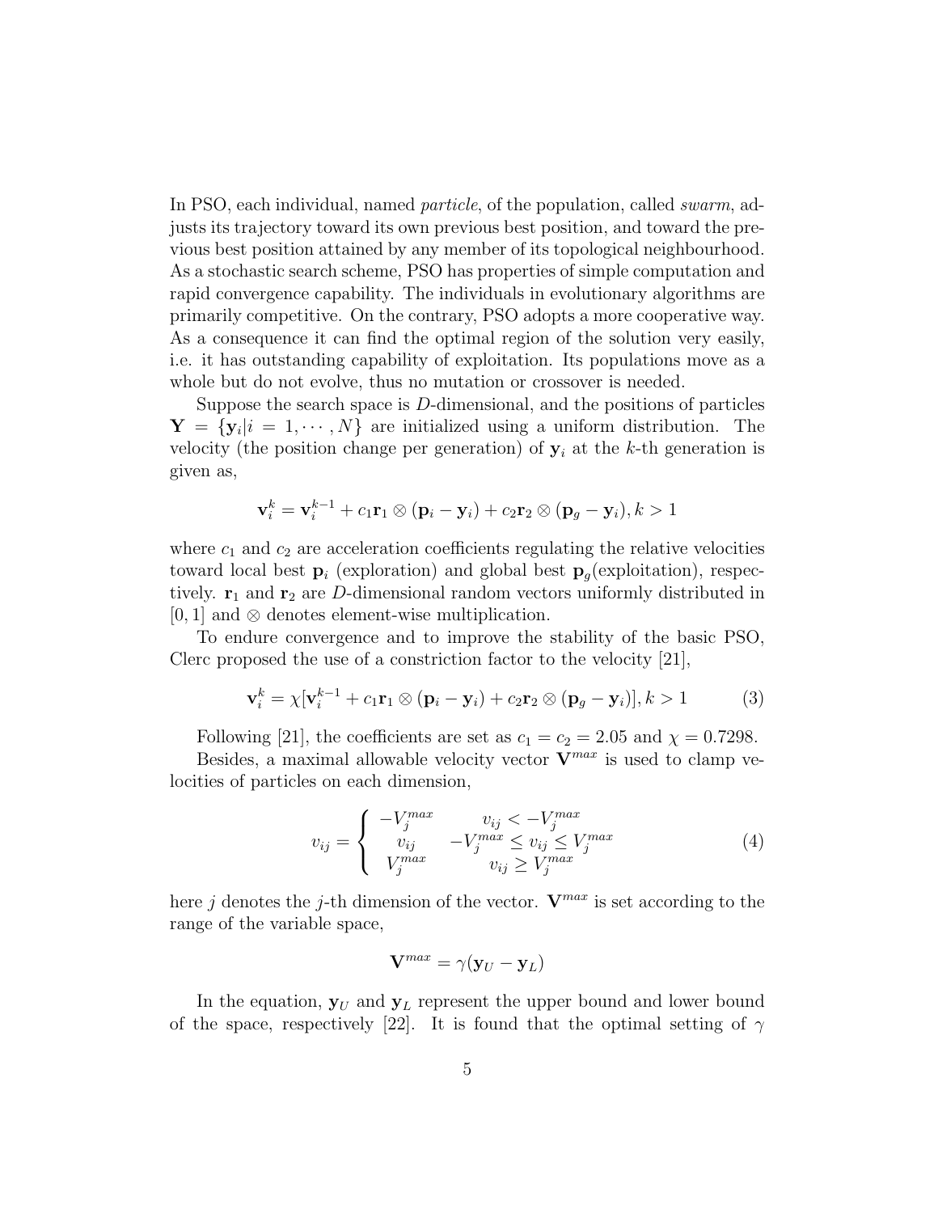In PSO, each individual, named *particle*, of the population, called *swarm*, adjusts its trajectory toward its own previous best position, and toward the previous best position attained by any member of its topological neighbourhood. As a stochastic search scheme, PSO has properties of simple computation and rapid convergence capability. The individuals in evolutionary algorithms are primarily competitive. On the contrary, PSO adopts a more cooperative way. As a consequence it can find the optimal region of the solution very easily, i.e. it has outstanding capability of exploitation. Its populations move as a whole but do not evolve, thus no mutation or crossover is needed.

Suppose the search space is $D$-dimensional, and the positions of particles $\mathbf{Y} = \{\mathbf{y}_i | i = 1, \cdots, N\}$ are initialized using a uniform distribution. The velocity (the position change per generation) of $\mathbf{y}_i$ at the $k$-th generation is given as,

$$\mathbf{v}_i^k = \mathbf{v}_i^{k-1} + c_1 \mathbf{r}_1 \otimes (\mathbf{p}_i - \mathbf{y}_i) + c_2 \mathbf{r}_2 \otimes (\mathbf{p}_g - \mathbf{y}_i), k > 1$$

where $c_1$ and $c_2$ are acceleration coefficients regulating the relative velocities toward local best $\mathbf{p}_i$ (exploration) and global best $\mathbf{p}_g$(exploitation), respectively. $\mathbf{r}_1$ and $\mathbf{r}_2$ are $D$-dimensional random vectors uniformly distributed in $[0, 1]$ and $\otimes$ denotes element-wise multiplication.

To endure convergence and to improve the stability of the basic PSO, Clerc proposed the use of a constriction factor to the velocity [21],

$$\mathbf{v}_i^k = \chi[\mathbf{v}_i^{k-1} + c_1 \mathbf{r}_1 \otimes (\mathbf{p}_i - \mathbf{y}_i) + c_2 \mathbf{r}_2 \otimes (\mathbf{p}_g - \mathbf{y}_i)], k > 1 \tag{3}$$

Following [21], the coefficients are set as $c_1 = c_2 = 2.05$ and $\chi = 0.7298$.

Besides, a maximal allowable velocity vector $\mathbf{V}^{max}$ is used to clamp velocities of particles on each dimension,

$$v_{ij} = \begin{cases} -V_j^{max} & v_{ij} < -V_j^{max} \\ v_{ij} & -V_j^{max} \leq v_{ij} \leq V_j^{max} \\ V_j^{max} & v_{ij} \geq V_j^{max} \end{cases} \tag{4}$$

here $j$ denotes the $j$-th dimension of the vector. $\mathbf{V}^{max}$ is set according to the range of the variable space,

$$\mathbf{V}^{max} = \gamma(\mathbf{y}_U - \mathbf{y}_L)$$

In the equation, $\mathbf{y}_U$ and $\mathbf{y}_L$ represent the upper bound and lower bound of the space, respectively [22]. It is found that the optimal setting of $\gamma$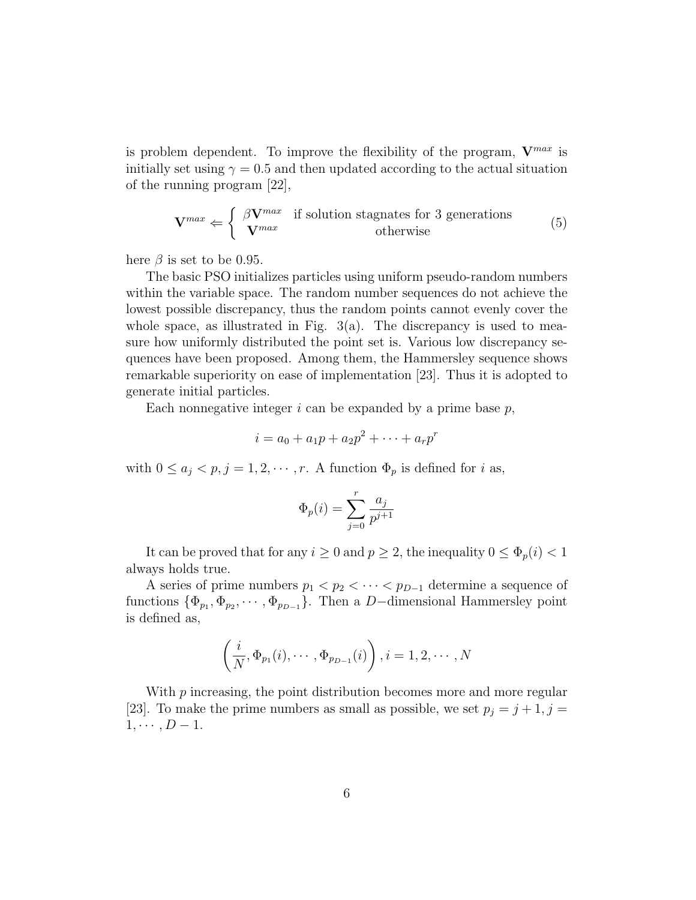is problem dependent. To improve the flexibility of the program, $\mathbf{V}^{max}$ is initially set using $\gamma = 0.5$ and then updated according to the actual situation of the running program [22],

$$\mathbf{V}^{max} \Leftarrow \begin{cases} \beta \mathbf{V}^{max} & \text{if solution stagnates for 3 generations} \\ \mathbf{V}^{max} & \text{otherwise} \end{cases} \tag{5}$$

here $\beta$ is set to be 0.95.

The basic PSO initializes particles using uniform pseudo-random numbers within the variable space. The random number sequences do not achieve the lowest possible discrepancy, thus the random points cannot evenly cover the whole space, as illustrated in Fig. 3(a). The discrepancy is used to measure how uniformly distributed the point set is. Various low discrepancy sequences have been proposed. Among them, the Hammersley sequence shows remarkable superiority on ease of implementation [23]. Thus it is adopted to generate initial particles.

Each nonnegative integer $i$ can be expanded by a prime base $p$,

$$i = a_0 + a_1 p + a_2 p^2 + \cdots + a_r p^r$$

with $0 \leq a_j < p, j = 1, 2, \cdots, r$. A function $\Phi_p$ is defined for $i$ as,

$$\Phi_p(i) = \sum_{j=0}^{r} \frac{a_j}{p^{j+1}}$$

It can be proved that for any $i \geq 0$ and $p \geq 2$, the inequality $0 \leq \Phi_p(i) < 1$ always holds true.

A series of prime numbers $p_1 < p_2 < \cdots < p_{D-1}$ determine a sequence of functions $\{\Phi_{p_1}, \Phi_{p_2}, \cdots, \Phi_{p_{D-1}}\}$. Then a $D-$dimensional Hammersley point is defined as,

$$\left( \frac{i}{N}, \Phi_{p_1}(i), \cdots, \Phi_{p_{D-1}}(i) \right), i = 1, 2, \cdots, N$$

With $p$ increasing, the point distribution becomes more and more regular [23]. To make the prime numbers as small as possible, we set $p_j = j + 1, j = 1, \cdots, D - 1$.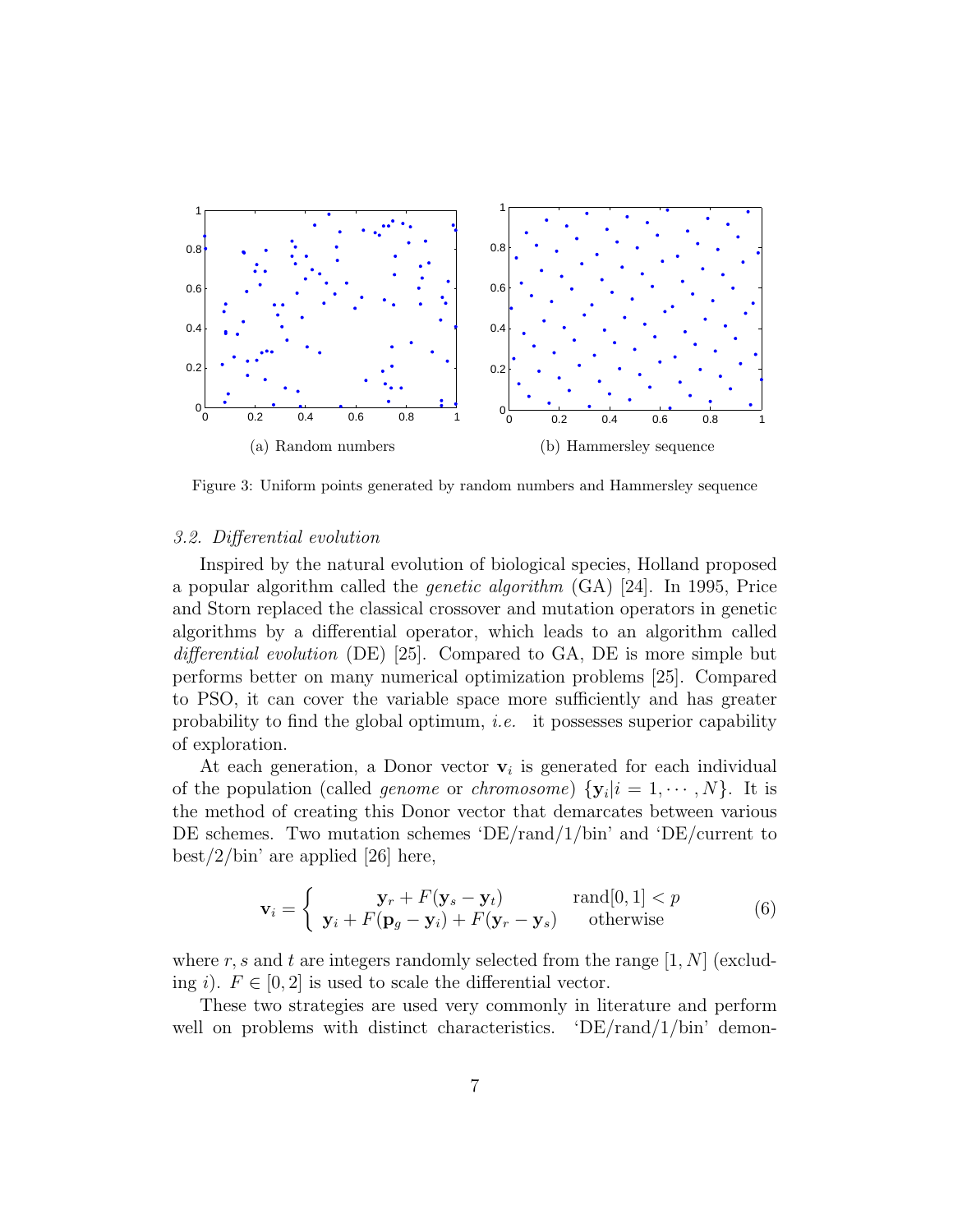(a) Random numbers

(b) Hammersley sequence

Figure 3: Uniform points generated by random numbers and Hammersley sequence

### *3.2. Differential evolution*

Inspired by the natural evolution of biological species, Holland proposed a popular algorithm called the *genetic algorithm* (GA) [24]. In 1995, Price and Storn replaced the classical crossover and mutation operators in genetic algorithms by a differential operator, which leads to an algorithm called *differential evolution* (DE) [25]. Compared to GA, DE is more simple but performs better on many numerical optimization problems [25]. Compared to PSO, it can cover the variable space more sufficiently and has greater probability to find the global optimum, *i.e.* it possesses superior capability of exploration.

At each generation, a Donor vector $\mathbf{v}_i$ is generated for each individual of the population (called *genome* or *chromosome*) $\{\mathbf{y}_i | i = 1, \cdots, N\}$. It is the method of creating this Donor vector that demarcates between various DE schemes. Two mutation schemes 'DE/rand/1/bin' and 'DE/current to best/2/bin' are applied [26] here,

$$\mathbf{v}_i = \begin{cases} \mathbf{y}_r + F(\mathbf{y}_s - \mathbf{y}_t) & \text{rand}[0,1] < p \\ \mathbf{y}_i + F(\mathbf{p}_g - \mathbf{y}_i) + F(\mathbf{y}_r - \mathbf{y}_s) & \text{otherwise} \end{cases} \tag{6}$$

where $r, s$ and $t$ are integers randomly selected from the range $[1, N]$ (excluding $i$). $F \in [0, 2]$ is used to scale the differential vector.

These two strategies are used very commonly in literature and perform well on problems with distinct characteristics. 'DE/rand/1/bin' demon-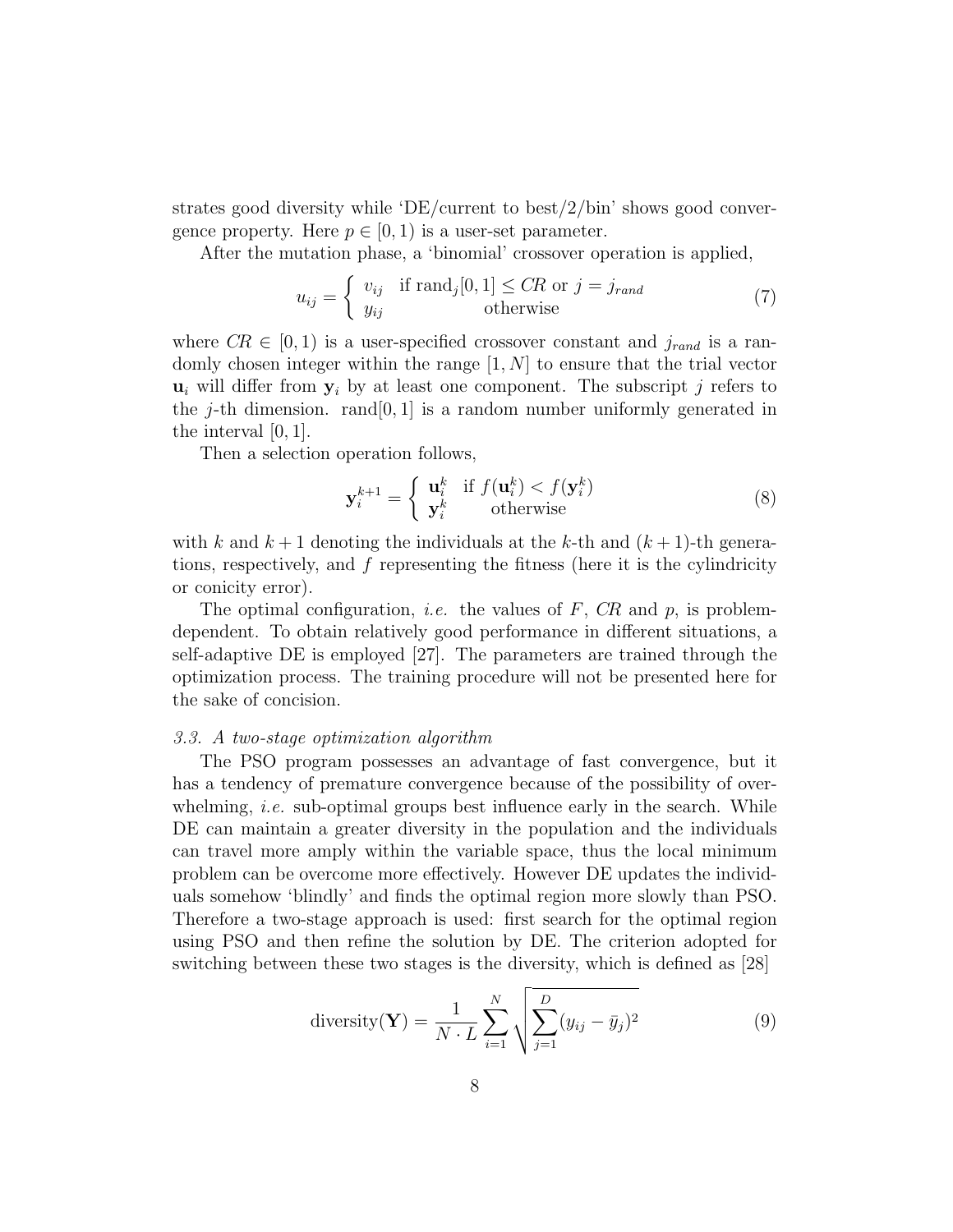strates good diversity while 'DE/current to best/2/bin' shows good convergence property. Here $p \in [0, 1)$ is a user-set parameter.

After the mutation phase, a 'binomial' crossover operation is applied,

$$u_{ij} = \begin{cases} v_{ij} & \text{if } \text{rand}_j[0,1] \leq CR \text{ or } j = j_{rand} \\ y_{ij} & \text{otherwise} \end{cases} \tag{7}$$

where $CR \in [0, 1)$ is a user-specified crossover constant and $j_{rand}$ is a randomly chosen integer within the range $[1, N]$ to ensure that the trial vector $\mathbf{u}_i$ will differ from $\mathbf{y}_i$ by at least one component. The subscript $j$ refers to the $j$-th dimension. $\text{rand}[0, 1]$ is a random number uniformly generated in the interval $[0, 1]$.

Then a selection operation follows,

$$\mathbf{y}_i^{k+1} = \begin{cases} \mathbf{u}_i^k & \text{if } f(\mathbf{u}_i^k) < f(\mathbf{y}_i^k) \\ \mathbf{y}_i^k & \text{otherwise} \end{cases} \tag{8}$$

with $k$ and $k+1$ denoting the individuals at the $k$-th and $(k+1)$-th generations, respectively, and $f$ representing the fitness (here it is the cylindricity or conicity error).

The optimal configuration, *i.e.* the values of $F$, $CR$ and $p$, is problem-dependent. To obtain relatively good performance in different situations, a self-adaptive DE is employed [27]. The parameters are trained through the optimization process. The training procedure will not be presented here for the sake of concision.

### *3.3. A two-stage optimization algorithm*

The PSO program possesses an advantage of fast convergence, but it has a tendency of premature convergence because of the possibility of overwhelming, *i.e.* sub-optimal groups best influence early in the search. While DE can maintain a greater diversity in the population and the individuals can travel more amply within the variable space, thus the local minimum problem can be overcome more effectively. However DE updates the individuals somehow 'blindly' and finds the optimal region more slowly than PSO. Therefore a two-stage approach is used: first search for the optimal region using PSO and then refine the solution by DE. The criterion adopted for switching between these two stages is the diversity, which is defined as [28]

$$\text{diversity}(\mathbf{Y}) = \frac{1}{N \cdot L} \sum_{i=1}^{N} \sqrt{\sum_{j=1}^{D} (y_{ij} - \bar{y}_j)^2} \tag{9}$$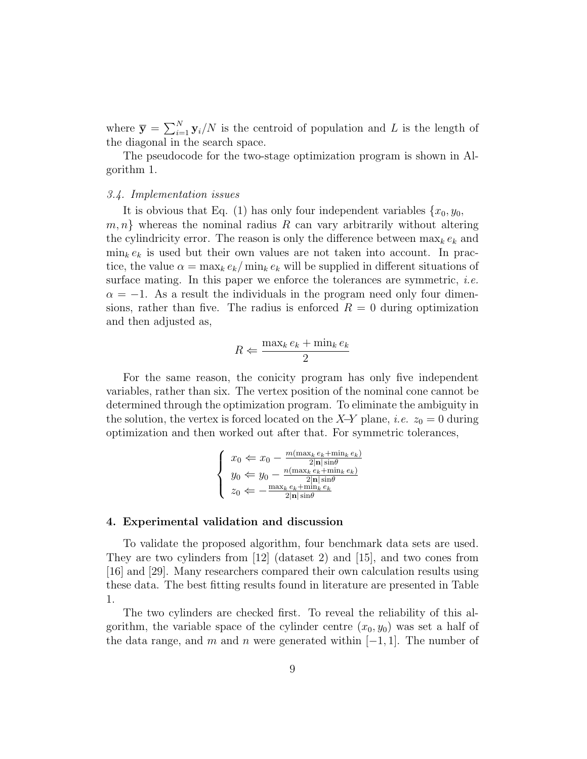where $\overline{\mathbf{y}} = \sum_{i=1}^{N} \mathbf{y}_i / N$ is the centroid of population and $L$ is the length of the diagonal in the search space.

The pseudocode for the two-stage optimization program is shown in Algorithm 1.

### *3.4. Implementation issues*

It is obvious that Eq. (1) has only four independent variables $\{x_0, y_0, m, n\}$ whereas the nominal radius $R$ can vary arbitrarily without altering the cylindricity error. The reason is only the difference between $\max_k e_k$ and $\min_k e_k$ is used but their own values are not taken into account. In practice, the value $\alpha = \max_k e_k / \min_k e_k$ will be supplied in different situations of surface mating. In this paper we enforce the tolerances are symmetric, *i.e.* $\alpha = -1$. As a result the individuals in the program need only four dimensions, rather than five. The radius is enforced $R = 0$ during optimization and then adjusted as,

$$R \Leftarrow \frac{\max_k e_k + \min_k e_k}{2}$$

For the same reason, the conicity program has only five independent variables, rather than six. The vertex position of the nominal cone cannot be determined through the optimization program. To eliminate the ambiguity in the solution, the vertex is forced located on the $X$–$Y$ plane, *i.e.* $z_0 = 0$ during optimization and then worked out after that. For symmetric tolerances,

$$\left\{ \begin{array}{l} x_0 \Leftarrow x_0 - \frac{m(\max_k e_k + \min_k e_k)}{2|\mathbf{n}|\sin\theta} \\ y_0 \Leftarrow y_0 - \frac{n(\max_k e_k + \min_k e_k)}{2|\mathbf{n}|\sin\theta} \\ z_0 \Leftarrow -\frac{\max_k e_k + \min_k e_k}{2|\mathbf{n}|\sin\theta} \end{array} \right.$$

## 4. Experimental validation and discussion

To validate the proposed algorithm, four benchmark data sets are used. They are two cylinders from [12] (dataset 2) and [15], and two cones from [16] and [29]. Many researchers compared their own calculation results using these data. The best fitting results found in literature are presented in Table 1.

The two cylinders are checked first. To reveal the reliability of this algorithm, the variable space of the cylinder centre $(x_0, y_0)$ was set a half of the data range, and $m$ and $n$ were generated within $[-1, 1]$. The number of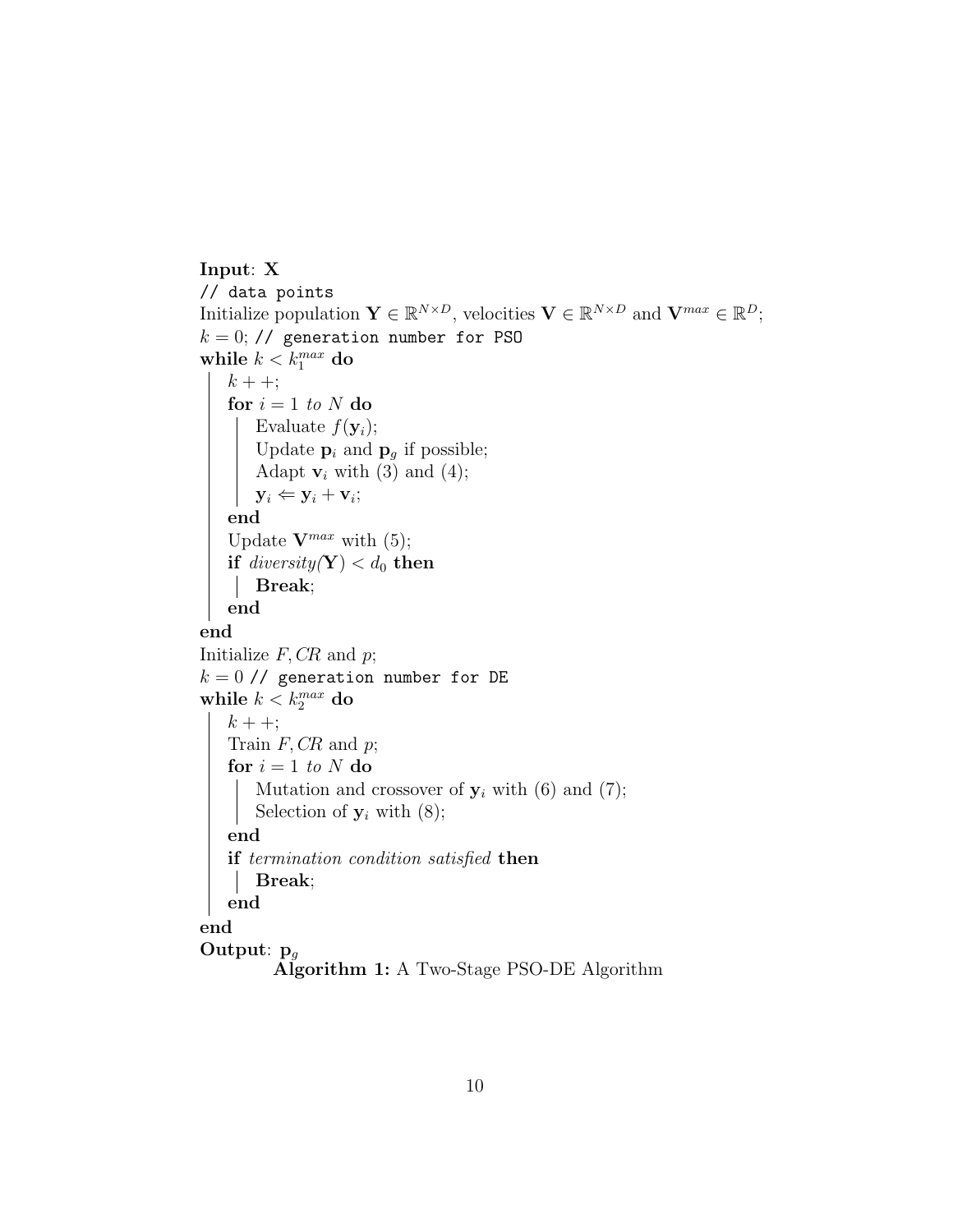**Input**: $\mathbf{X}$
// data points
Initialize population $\mathbf{Y} \in \mathbb{R}^{N \times D}$, velocities $\mathbf{V} \in \mathbb{R}^{N \times D}$ and $\mathbf{V}^{max} \in \mathbb{R}^{D}$;
$k = 0$; // generation number for PSO
**while** $k < k_1^{max}$ **do**
  $k++$;
  **for** $i = 1$ *to* $N$ **do**
    Evaluate $f(\mathbf{y}_i)$;
    Update $\mathbf{p}_i$ and $\mathbf{p}_g$ if possible;
    Adapt $\mathbf{v}_i$ with (3) and (4);
    $\mathbf{y}_i \Leftarrow \mathbf{y}_i + \mathbf{v}_i$;
  **end**
  Update $\mathbf{V}^{max}$ with (5);
  **if** *diversity*($\mathbf{Y}$) $< d_0$ **then**
    **Break**;
  **end**
**end**
Initialize $F, CR$ and $p$;
$k = 0$ // generation number for DE
**while** $k < k_2^{max}$ **do**
  $k++$;
  Train $F, CR$ and $p$;
  **for** $i = 1$ *to* $N$ **do**
    Mutation and crossover of $\mathbf{y}_i$ with (6) and (7);
    Selection of $\mathbf{y}_i$ with (8);
  **end**
  **if** *termination condition satisfied* **then**
    **Break**;
  **end**
**end**
**Output**: $\mathbf{p}_g$

**Algorithm 1:** A Two-Stage PSO-DE Algorithm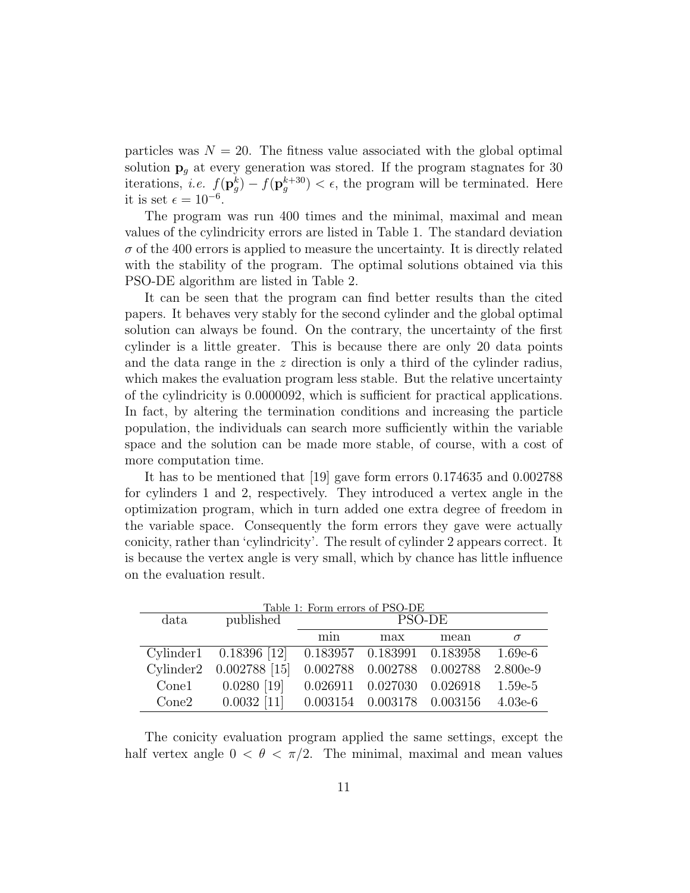particles was $N = 20$. The fitness value associated with the global optimal solution $\mathbf{p}_g$ at every generation was stored. If the program stagnates for 30 iterations, *i.e.* $f(\mathbf{p}_g^k) - f(\mathbf{p}_g^{k+30}) < \epsilon$, the program will be terminated. Here it is set $\epsilon = 10^{-6}$.

The program was run 400 times and the minimal, maximal and mean values of the cylindricity errors are listed in Table 1. The standard deviation $\sigma$ of the 400 errors is applied to measure the uncertainty. It is directly related with the stability of the program. The optimal solutions obtained via this PSO-DE algorithm are listed in Table 2.

It can be seen that the program can find better results than the cited papers. It behaves very stably for the second cylinder and the global optimal solution can always be found. On the contrary, the uncertainty of the first cylinder is a little greater. This is because there are only 20 data points and the data range in the $z$ direction is only a third of the cylinder radius, which makes the evaluation program less stable. But the relative uncertainty of the cylindricity is 0.0000092, which is sufficient for practical applications. In fact, by altering the termination conditions and increasing the particle population, the individuals can search more sufficiently within the variable space and the solution can be made more stable, of course, with a cost of more computation time.

It has to be mentioned that [19] gave form errors 0.174635 and 0.002788 for cylinders 1 and 2, respectively. They introduced a vertex angle in the optimization program, which in turn added one extra degree of freedom in the variable space. Consequently the form errors they gave were actually conicity, rather than 'cylindricity'. The result of cylinder 2 appears correct. It is because the vertex angle is very small, which by chance has little influence on the evaluation result.

Table 1: Form errors of PSO-DE

| data | published | PSO-DE | | | |
|---|---|---|---|---|---|
| | | min | max | mean | $\sigma$ |
| Cylinder1 | 0.18396 [12] | 0.183957 | 0.183991 | 0.183958 | 1.69e-6 |
| Cylinder2 | 0.002788 [15] | 0.002788 | 0.002788 | 0.002788 | 2.800e-9 |
| Cone1 | 0.0280 [19] | 0.026911 | 0.027030 | 0.026918 | 1.59e-5 |
| Cone2 | 0.0032 [11] | 0.003154 | 0.003178 | 0.003156 | 4.03e-6 |

The conicity evaluation program applied the same settings, except the half vertex angle $0 < \theta < \pi/2$. The minimal, maximal and mean values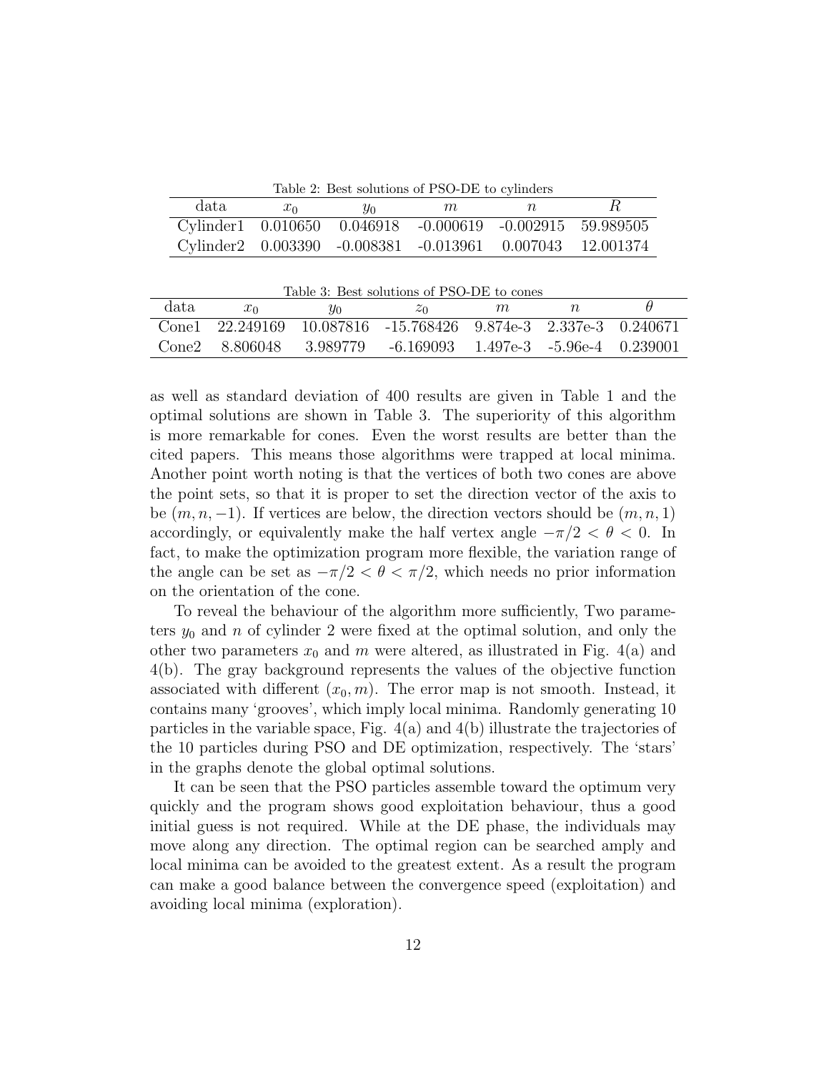Table 2: Best solutions of PSO-DE to cylinders

| data | $x_0$ | $y_0$ | $m$ | $n$ | $R$ |
|---|---|---|---|---|---|
| Cylinder1 | 0.010650 | 0.046918 | -0.000619 | -0.002915 | 59.989505 |
| Cylinder2 | 0.003390 | -0.008381 | -0.013961 | 0.007043 | 12.001374 |

Table 3: Best solutions of PSO-DE to cones

| data | $x_0$ | $y_0$ | $z_0$ | $m$ | $n$ | $\theta$ |
|---|---|---|---|---|---|---|
| Cone1 | 22.249169 | 10.087816 | -15.768426 | 9.874e-3 | 2.337e-3 | 0.240671 |
| Cone2 | 8.806048 | 3.989779 | -6.169093 | 1.497e-3 | -5.96e-4 | 0.239001 |

as well as standard deviation of 400 results are given in Table 1 and the optimal solutions are shown in Table 3. The superiority of this algorithm is more remarkable for cones. Even the worst results are better than the cited papers. This means those algorithms were trapped at local minima. Another point worth noting is that the vertices of both two cones are above the point sets, so that it is proper to set the direction vector of the axis to be $(m, n, -1)$. If vertices are below, the direction vectors should be $(m, n, 1)$ accordingly, or equivalently make the half vertex angle $-\pi/2 < \theta < 0$. In fact, to make the optimization program more flexible, the variation range of the angle can be set as $-\pi/2 < \theta < \pi/2$, which needs no prior information on the orientation of the cone.

To reveal the behaviour of the algorithm more sufficiently, Two parameters $y_0$ and $n$ of cylinder 2 were fixed at the optimal solution, and only the other two parameters $x_0$ and $m$ were altered, as illustrated in Fig. 4(a) and 4(b). The gray background represents the values of the objective function associated with different $(x_0, m)$. The error map is not smooth. Instead, it contains many 'grooves', which imply local minima. Randomly generating 10 particles in the variable space, Fig. 4(a) and 4(b) illustrate the trajectories of the 10 particles during PSO and DE optimization, respectively. The 'stars' in the graphs denote the global optimal solutions.

It can be seen that the PSO particles assemble toward the optimum very quickly and the program shows good exploitation behaviour, thus a good initial guess is not required. While at the DE phase, the individuals may move along any direction. The optimal region can be searched amply and local minima can be avoided to the greatest extent. As a result the program can make a good balance between the convergence speed (exploitation) and avoiding local minima (exploration).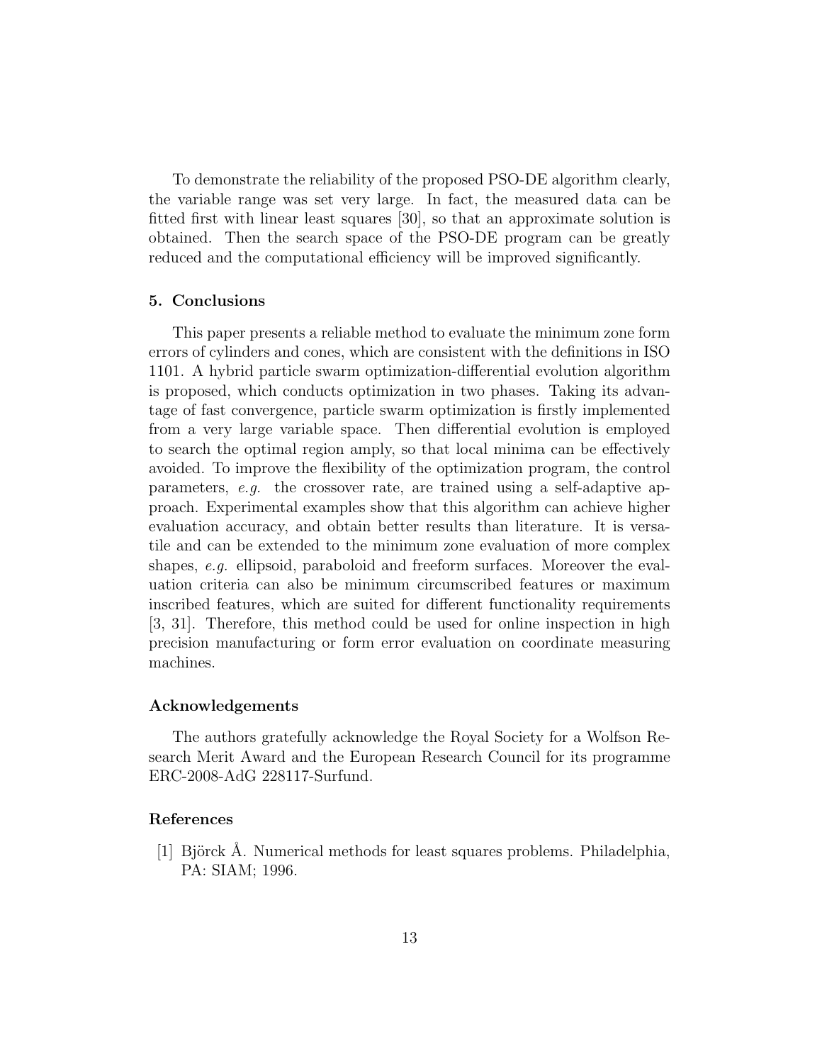To demonstrate the reliability of the proposed PSO-DE algorithm clearly, the variable range was set very large. In fact, the measured data can be fitted first with linear least squares [30], so that an approximate solution is obtained. Then the search space of the PSO-DE program can be greatly reduced and the computational efficiency will be improved significantly.

## 5. Conclusions

This paper presents a reliable method to evaluate the minimum zone form errors of cylinders and cones, which are consistent with the definitions in ISO 1101. A hybrid particle swarm optimization-differential evolution algorithm is proposed, which conducts optimization in two phases. Taking its advantage of fast convergence, particle swarm optimization is firstly implemented from a very large variable space. Then differential evolution is employed to search the optimal region amply, so that local minima can be effectively avoided. To improve the flexibility of the optimization program, the control parameters, *e.g.* the crossover rate, are trained using a self-adaptive approach. Experimental examples show that this algorithm can achieve higher evaluation accuracy, and obtain better results than literature. It is versatile and can be extended to the minimum zone evaluation of more complex shapes, *e.g.* ellipsoid, paraboloid and freeform surfaces. Moreover the evaluation criteria can also be minimum circumscribed features or maximum inscribed features, which are suited for different functionality requirements [3, 31]. Therefore, this method could be used for online inspection in high precision manufacturing or form error evaluation on coordinate measuring machines.

## Acknowledgements

The authors gratefully acknowledge the Royal Society for a Wolfson Research Merit Award and the European Research Council for its programme ERC-2008-AdG 228117-Surfund.

## References

[1] Björck Å. Numerical methods for least squares problems. Philadelphia, PA: SIAM; 1996.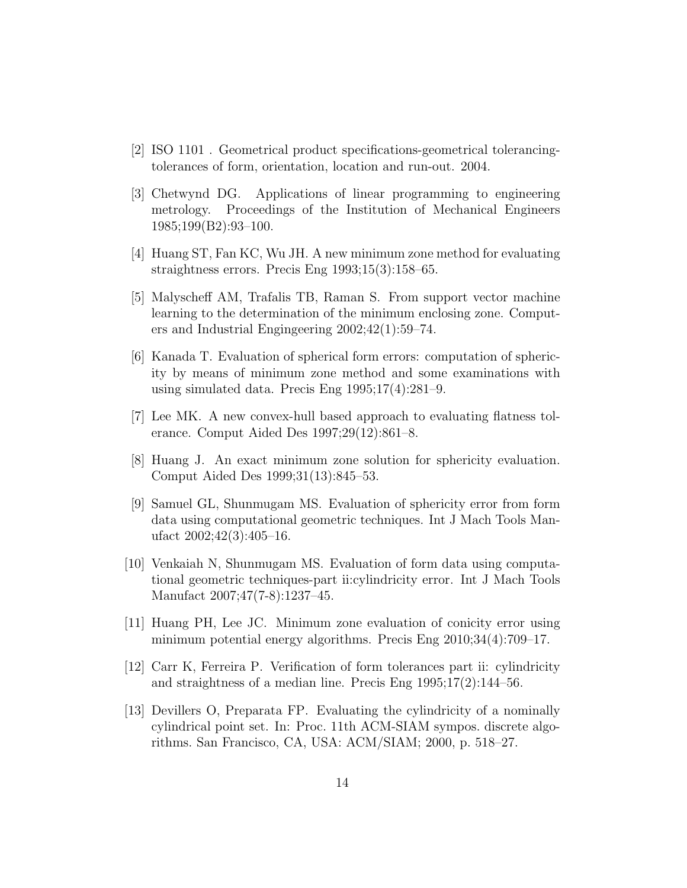[2] ISO 1101 . Geometrical product specifications-geometrical tolerancing-tolerances of form, orientation, location and run-out. 2004.

[3] Chetwynd DG. Applications of linear programming to engineering metrology. Proceedings of the Institution of Mechanical Engineers 1985;199(B2):93–100.

[4] Huang ST, Fan KC, Wu JH. A new minimum zone method for evaluating straightness errors. Precis Eng 1993;15(3):158–65.

[5] Malyscheff AM, Trafalis TB, Raman S. From support vector machine learning to the determination of the minimum enclosing zone. Computers and Industrial Engingeering 2002;42(1):59–74.

[6] Kanada T. Evaluation of spherical form errors: computation of sphericity by means of minimum zone method and some examinations with using simulated data. Precis Eng 1995;17(4):281–9.

[7] Lee MK. A new convex-hull based approach to evaluating flatness tolerance. Comput Aided Des 1997;29(12):861–8.

[8] Huang J. An exact minimum zone solution for sphericity evaluation. Comput Aided Des 1999;31(13):845–53.

[9] Samuel GL, Shunmugam MS. Evaluation of sphericity error from form data using computational geometric techniques. Int J Mach Tools Manufact 2002;42(3):405–16.

[10] Venkaiah N, Shunmugam MS. Evaluation of form data using computational geometric techniques-part ii:cylindricity error. Int J Mach Tools Manufact 2007;47(7-8):1237–45.

[11] Huang PH, Lee JC. Minimum zone evaluation of conicity error using minimum potential energy algorithms. Precis Eng 2010;34(4):709–17.

[12] Carr K, Ferreira P. Verification of form tolerances part ii: cylindricity and straightness of a median line. Precis Eng 1995;17(2):144–56.

[13] Devillers O, Preparata FP. Evaluating the cylindricity of a nominally cylindrical point set. In: Proc. 11th ACM-SIAM sympos. discrete algorithms. San Francisco, CA, USA: ACM/SIAM; 2000, p. 518–27.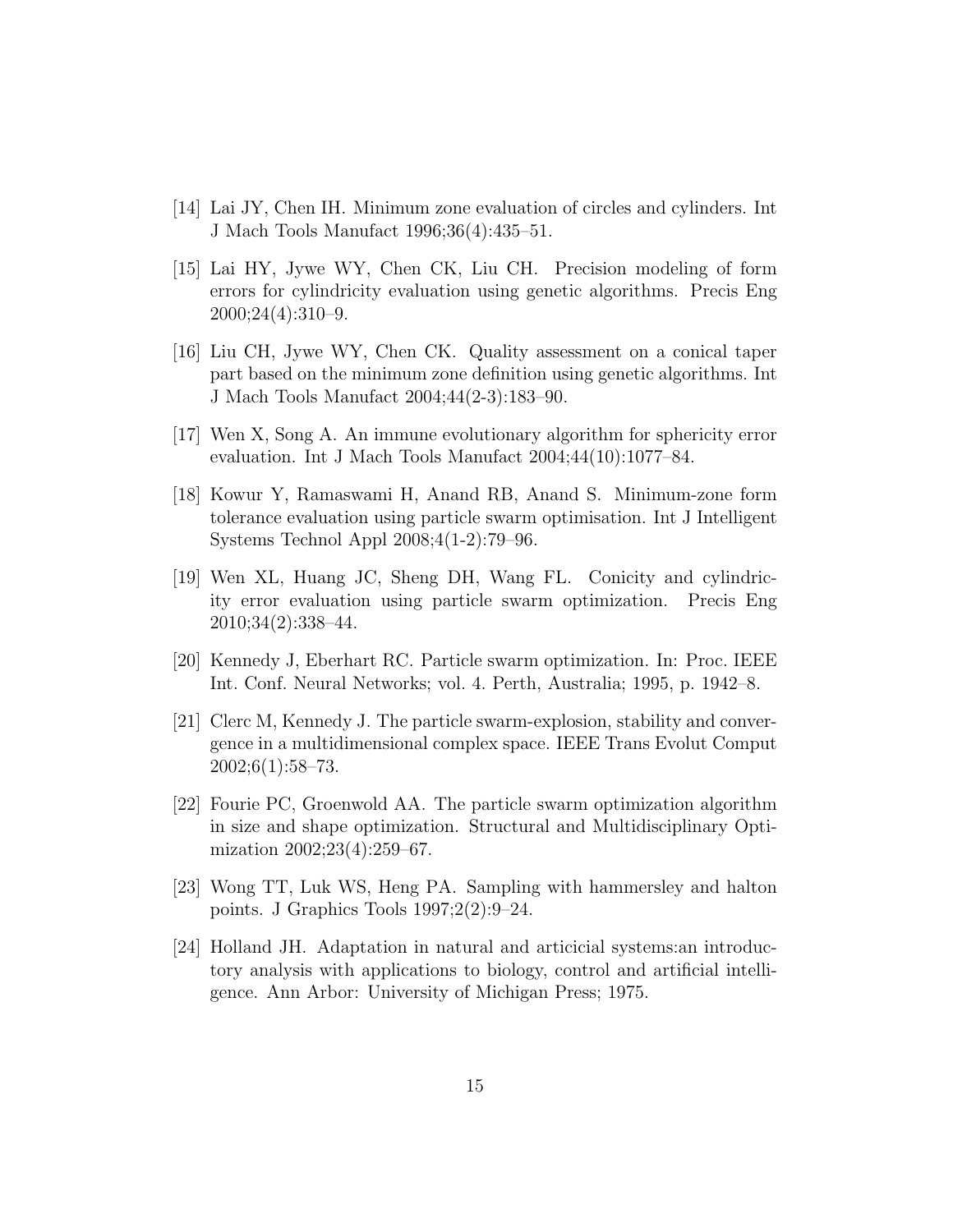[14] Lai JY, Chen IH. Minimum zone evaluation of circles and cylinders. Int J Mach Tools Manufact 1996;36(4):435–51.

[15] Lai HY, Jywe WY, Chen CK, Liu CH. Precision modeling of form errors for cylindricity evaluation using genetic algorithms. Precis Eng 2000;24(4):310–9.

[16] Liu CH, Jywe WY, Chen CK. Quality assessment on a conical taper part based on the minimum zone definition using genetic algorithms. Int J Mach Tools Manufact 2004;44(2-3):183–90.

[17] Wen X, Song A. An immune evolutionary algorithm for sphericity error evaluation. Int J Mach Tools Manufact 2004;44(10):1077–84.

[18] Kowur Y, Ramaswami H, Anand RB, Anand S. Minimum-zone form tolerance evaluation using particle swarm optimisation. Int J Intelligent Systems Technol Appl 2008;4(1-2):79–96.

[19] Wen XL, Huang JC, Sheng DH, Wang FL. Conicity and cylindricity error evaluation using particle swarm optimization. Precis Eng 2010;34(2):338–44.

[20] Kennedy J, Eberhart RC. Particle swarm optimization. In: Proc. IEEE Int. Conf. Neural Networks; vol. 4. Perth, Australia; 1995, p. 1942–8.

[21] Clerc M, Kennedy J. The particle swarm-explosion, stability and convergence in a multidimensional complex space. IEEE Trans Evolut Comput 2002;6(1):58–73.

[22] Fourie PC, Groenwold AA. The particle swarm optimization algorithm in size and shape optimization. Structural and Multidisciplinary Optimization 2002;23(4):259–67.

[23] Wong TT, Luk WS, Heng PA. Sampling with hammersley and halton points. J Graphics Tools 1997;2(2):9–24.

[24] Holland JH. Adaptation in natural and articicial systems:an introductory analysis with applications to biology, control and artificial intelligence. Ann Arbor: University of Michigan Press; 1975.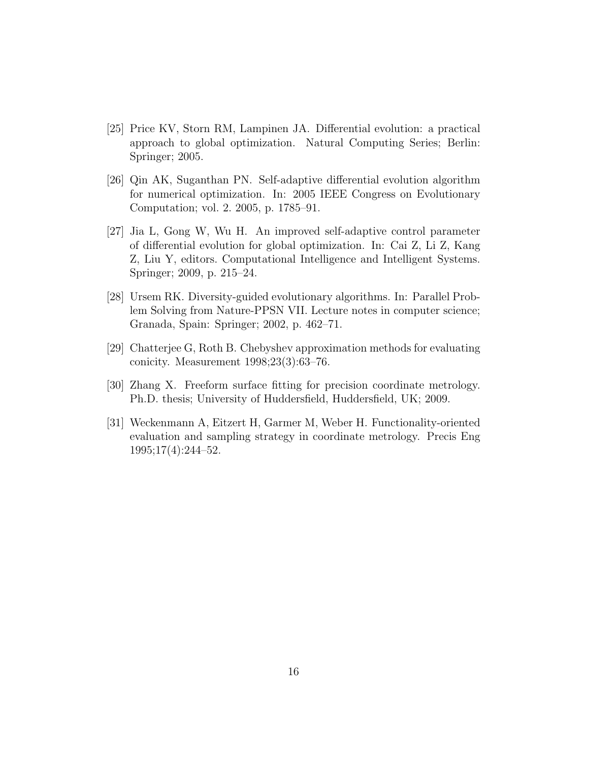[25] Price KV, Storn RM, Lampinen JA. Differential evolution: a practical approach to global optimization. Natural Computing Series; Berlin: Springer; 2005.

[26] Qin AK, Suganthan PN. Self-adaptive differential evolution algorithm for numerical optimization. In: 2005 IEEE Congress on Evolutionary Computation; vol. 2. 2005, p. 1785–91.

[27] Jia L, Gong W, Wu H. An improved self-adaptive control parameter of differential evolution for global optimization. In: Cai Z, Li Z, Kang Z, Liu Y, editors. Computational Intelligence and Intelligent Systems. Springer; 2009, p. 215–24.

[28] Ursem RK. Diversity-guided evolutionary algorithms. In: Parallel Problem Solving from Nature-PPSN VII. Lecture notes in computer science; Granada, Spain: Springer; 2002, p. 462–71.

[29] Chatterjee G, Roth B. Chebyshev approximation methods for evaluating conicity. Measurement 1998;23(3):63–76.

[30] Zhang X. Freeform surface fitting for precision coordinate metrology. Ph.D. thesis; University of Huddersfield, Huddersfield, UK; 2009.

[31] Weckenmann A, Eitzert H, Garmer M, Weber H. Functionality-oriented evaluation and sampling strategy in coordinate metrology. Precis Eng 1995;17(4):244–52.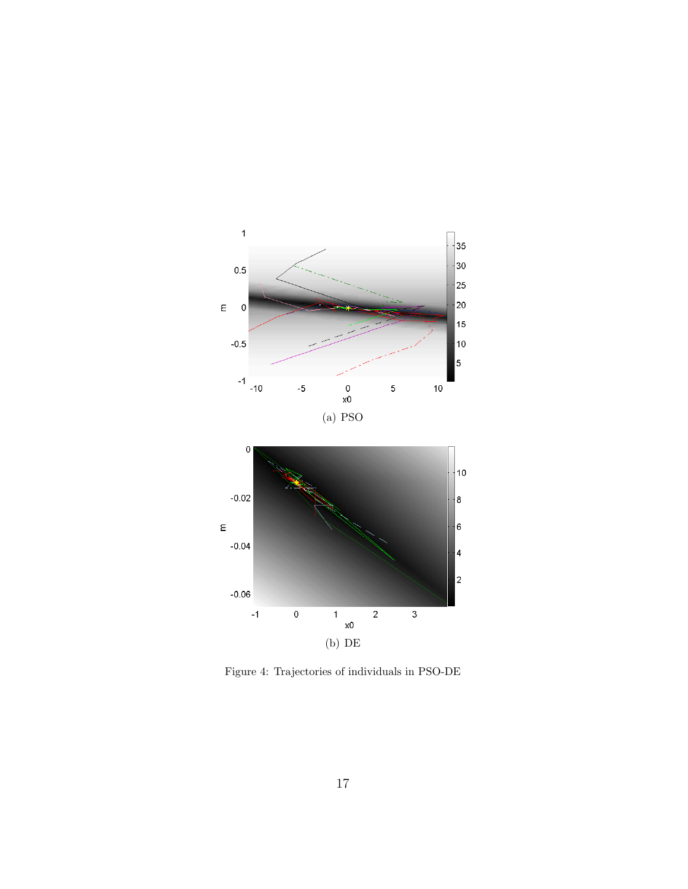1

0.5

m 0

-0.5

-1

-10 -5 0 5 10

x0

35

30

25

20

15

10

5

(a) PSO

0

-0.02

m

-0.04

-0.06

-1 0 1 2 3

x0

10

8

6

4

2

(b) DE

Figure 4: Trajectories of individuals in PSO-DE